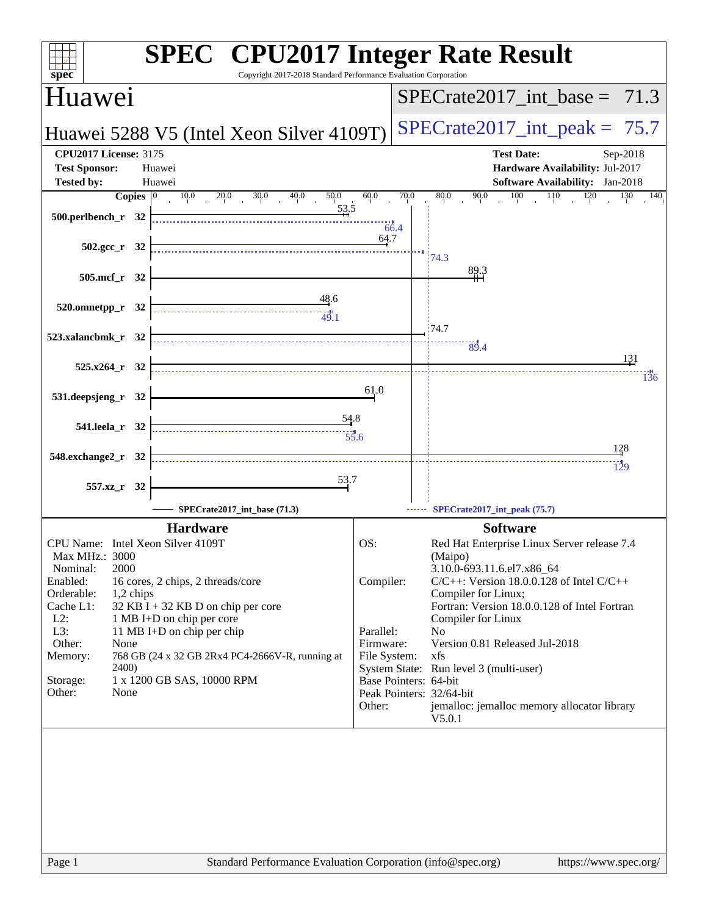# SPEC CPU2017 Integer Rate Result

Copyright 2017-2018 Standard Performance Evaluation Corporation

## Huawei

Huawei 5288 V5 (Intel Xeon Silver 4109T)

SPECrate2017_int_base = 71.3

SPECrate2017_int_peak = 75.7

**CPU2017 License:** 3175
**Test Sponsor:** Huawei
**Tested by:** Huawei

**Test Date:** Sep-2018
**Hardware Availability:** Jul-2017
**Software Availability:** Jan-2018

Copies 0 10.0 20.0 30.0 40.0 50.0 60.0 70.0 80.0 90.0 100 110 120 130 140

500.perlbench_r 32
53.5
66.4

502.gcc_r 32
64.7
74.3

505.mcf_r 32
89.3

520.omnetpp_r 32
48.6
49.1

523.xalancbmk_r 32
74.7
89.4

525.x264_r 32
131
136

531.deepsjeng_r 32
61.0

541.leela_r 32
54.8
55.6

548.exchange2_r 32
128
129

557.xz_r 32
53.7

SPECrate2017_int_base (71.3)
SPECrate2017_int_peak (75.7)

### Hardware

| | |
|---|---|
| CPU Name: | Intel Xeon Silver 4109T |
| Max MHz.: | 3000 |
| Nominal: | 2000 |
| Enabled: | 16 cores, 2 chips, 2 threads/core |
| Orderable: | 1,2 chips |
| Cache L1: | 32 KB I + 32 KB D on chip per core |
| L2: | 1 MB I+D on chip per core |
| L3: | 11 MB I+D on chip per chip |
| Other: | None |
| Memory: | 768 GB (24 x 32 GB 2Rx4 PC4-2666V-R, running at 2400) |
| Storage: | 1 x 1200 GB SAS, 10000 RPM |
| Other: | None |

### Software

| | |
|---|---|
| OS: | Red Hat Enterprise Linux Server release 7.4 (Maipo) 3.10.0-693.11.6.el7.x86_64 |
| Compiler: | C/C++: Version 18.0.0.128 of Intel C/C++ Compiler for Linux; Fortran: Version 18.0.0.128 of Intel Fortran Compiler for Linux |
| Parallel: | No |
| Firmware: | Version 0.81 Released Jul-2018 |
| File System: | xfs |
| System State: | Run level 3 (multi-user) |
| Base Pointers: | 64-bit |
| Peak Pointers: | 32/64-bit |
| Other: | jemalloc: jemalloc memory allocator library V5.0.1 |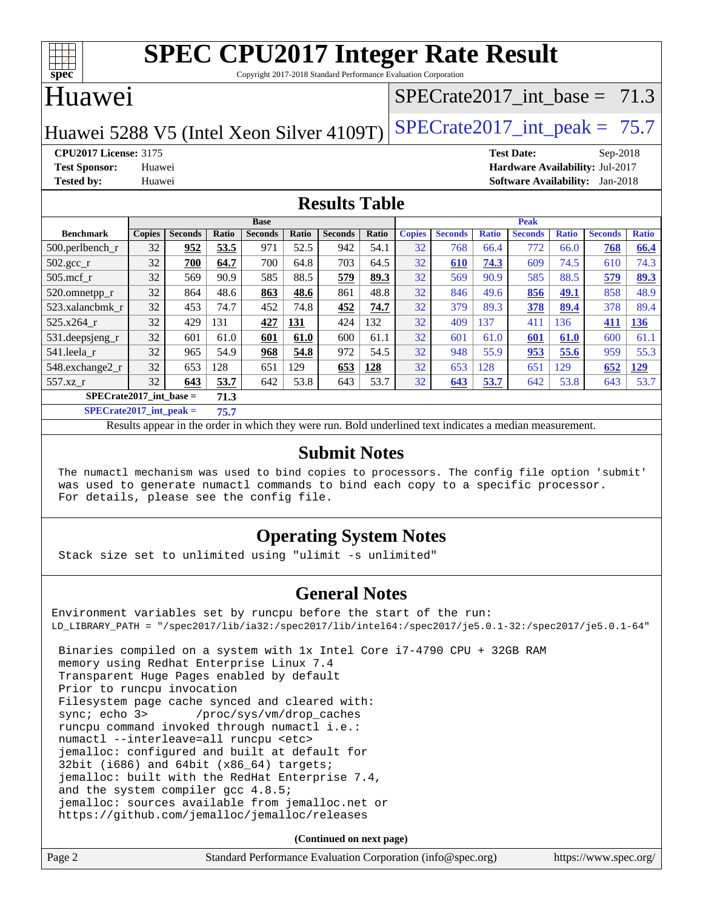# SPEC CPU2017 Integer Rate Result

Copyright 2017-2018 Standard Performance Evaluation Corporation

## Huawei

Huawei 5288 V5 (Intel Xeon Silver 4109T)

SPECrate2017_int_base = 71.3

SPECrate2017_int_peak = 75.7

**CPU2017 License:** 3175
**Test Sponsor:** Huawei
**Tested by:** Huawei

**Test Date:** Sep-2018
**Hardware Availability:** Jul-2017
**Software Availability:** Jan-2018

## Results Table

| | Base | | | | | | | Peak | | | | | | |
|---|---|---|---|---|---|---|---|---|---|---|---|---|---|---|
| **Benchmark** | **Copies** | **Seconds** | **Ratio** | **Seconds** | **Ratio** | **Seconds** | **Ratio** | **Copies** | **Seconds** | **Ratio** | **Seconds** | **Ratio** | **Seconds** | **Ratio** |
| 500.perlbench_r | 32 | **952** | **53.5** | 971 | 52.5 | 942 | 54.1 | 32 | 768 | 66.4 | 772 | 66.0 | **768** | **66.4** |
| 502.gcc_r | 32 | **700** | **64.7** | 700 | 64.8 | 703 | 64.5 | 32 | **610** | **74.3** | 609 | 74.5 | 610 | 74.3 |
| 505.mcf_r | 32 | 569 | 90.9 | 585 | 88.5 | **579** | **89.3** | 32 | 569 | 90.9 | 585 | 88.5 | **579** | **89.3** |
| 520.omnetpp_r | 32 | 864 | 48.6 | **863** | **48.6** | 861 | 48.8 | 32 | 846 | 49.6 | **856** | **49.1** | 858 | 48.9 |
| 523.xalancbmk_r | 32 | 453 | 74.7 | 452 | 74.8 | **452** | **74.7** | 32 | 379 | 89.3 | **378** | **89.4** | 378 | 89.4 |
| 525.x264_r | 32 | 429 | 131 | **427** | **131** | 424 | 132 | 32 | 409 | 137 | 411 | 136 | **411** | **136** |
| 531.deepsjeng_r | 32 | 601 | 61.0 | **601** | **61.0** | 600 | 61.1 | 32 | 601 | 61.0 | **601** | **61.0** | 600 | 61.1 |
| 541.leela_r | 32 | 965 | 54.9 | **968** | **54.8** | 972 | 54.5 | 32 | 948 | 55.9 | **953** | **55.6** | 959 | 55.3 |
| 548.exchange2_r | 32 | 653 | 128 | 651 | 129 | **653** | **128** | 32 | 653 | 128 | 651 | 129 | **652** | **129** |
| 557.xz_r | 32 | **643** | **53.7** | 642 | 53.8 | 643 | 53.7 | 32 | **643** | **53.7** | 642 | 53.8 | 643 | 53.7 |
| **SPECrate2017_int_base =** | | | **71.3** | | | | | | | | | | | |
| **SPECrate2017_int_peak =** | | | **75.7** | | | | | | | | | | | |

Results appear in the order in which they were run. Bold underlined text indicates a median measurement.

## Submit Notes

```
The numactl mechanism was used to bind copies to processors. The config file option 'submit'
was used to generate numactl commands to bind each copy to a specific processor.
For details, please see the config file.
```

## Operating System Notes

```
Stack size set to unlimited using "ulimit -s unlimited"
```

## General Notes

```
Environment variables set by runcpu before the start of the run:
LD_LIBRARY_PATH = "/spec2017/lib/ia32:/spec2017/lib/intel64:/spec2017/je5.0.1-32:/spec2017/je5.0.1-64"

 Binaries compiled on a system with 1x Intel Core i7-4790 CPU + 32GB RAM
 memory using Redhat Enterprise Linux 7.4
 Transparent Huge Pages enabled by default
 Prior to runcpu invocation
 Filesystem page cache synced and cleared with:
 sync; echo 3>       /proc/sys/vm/drop_caches
 runcpu command invoked through numactl i.e.:
 numactl --interleave=all runcpu <etc>
 jemalloc: configured and built at default for
 32bit (i686) and 64bit (x86_64) targets;
 jemalloc: built with the RedHat Enterprise 7.4,
 and the system compiler gcc 4.8.5;
 jemalloc: sources available from jemalloc.net or
 https://github.com/jemalloc/jemalloc/releases
```

**(Continued on next page)**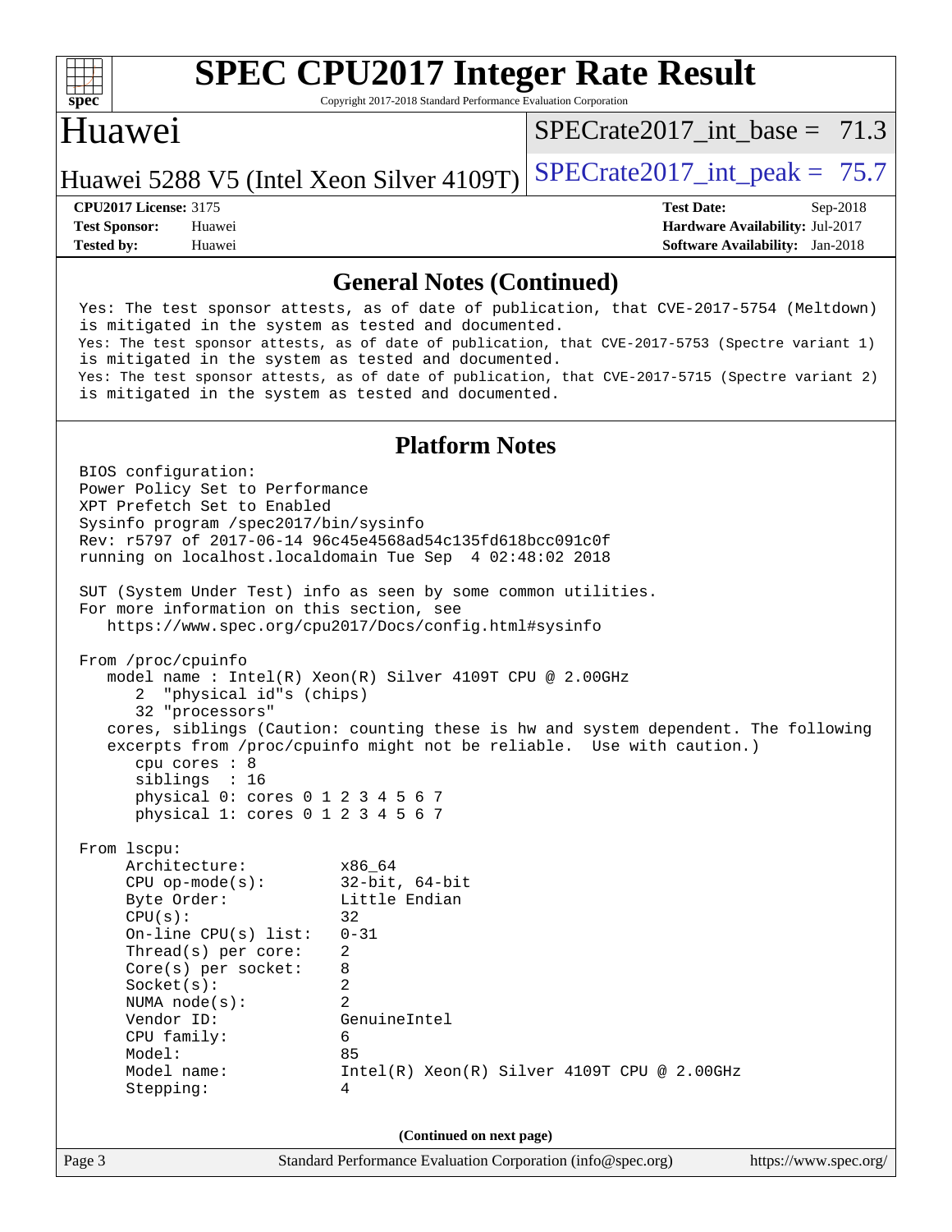## General Notes (Continued)

```
Yes: The test sponsor attests, as of date of publication, that CVE-2017-5754 (Meltdown)
is mitigated in the system as tested and documented.
Yes: The test sponsor attests, as of date of publication, that CVE-2017-5753 (Spectre variant 1)
is mitigated in the system as tested and documented.
Yes: The test sponsor attests, as of date of publication, that CVE-2017-5715 (Spectre variant 2)
is mitigated in the system as tested and documented.
```

## Platform Notes

```
BIOS configuration:
Power Policy Set to Performance
XPT Prefetch Set to Enabled
Sysinfo program /spec2017/bin/sysinfo
Rev: r5797 of 2017-06-14 96c45e4568ad54c135fd618bcc091c0f
running on localhost.localdomain Tue Sep  4 02:48:02 2018

SUT (System Under Test) info as seen by some common utilities.
For more information on this section, see
   https://www.spec.org/cpu2017/Docs/config.html#sysinfo

From /proc/cpuinfo
   model name : Intel(R) Xeon(R) Silver 4109T CPU @ 2.00GHz
      2  "physical id"s (chips)
      32 "processors"
   cores, siblings (Caution: counting these is hw and system dependent. The following
   excerpts from /proc/cpuinfo might not be reliable.  Use with caution.)
      cpu cores : 8
      siblings  : 16
      physical 0: cores 0 1 2 3 4 5 6 7
      physical 1: cores 0 1 2 3 4 5 6 7

From lscpu:
     Architecture:          x86_64
     CPU op-mode(s):        32-bit, 64-bit
     Byte Order:            Little Endian
     CPU(s):                32
     On-line CPU(s) list:   0-31
     Thread(s) per core:    2
     Core(s) per socket:    8
     Socket(s):             2
     NUMA node(s):          2
     Vendor ID:             GenuineIntel
     CPU family:            6
     Model:                 85
     Model name:            Intel(R) Xeon(R) Silver 4109T CPU @ 2.00GHz
     Stepping:              4
```

(Continued on next page)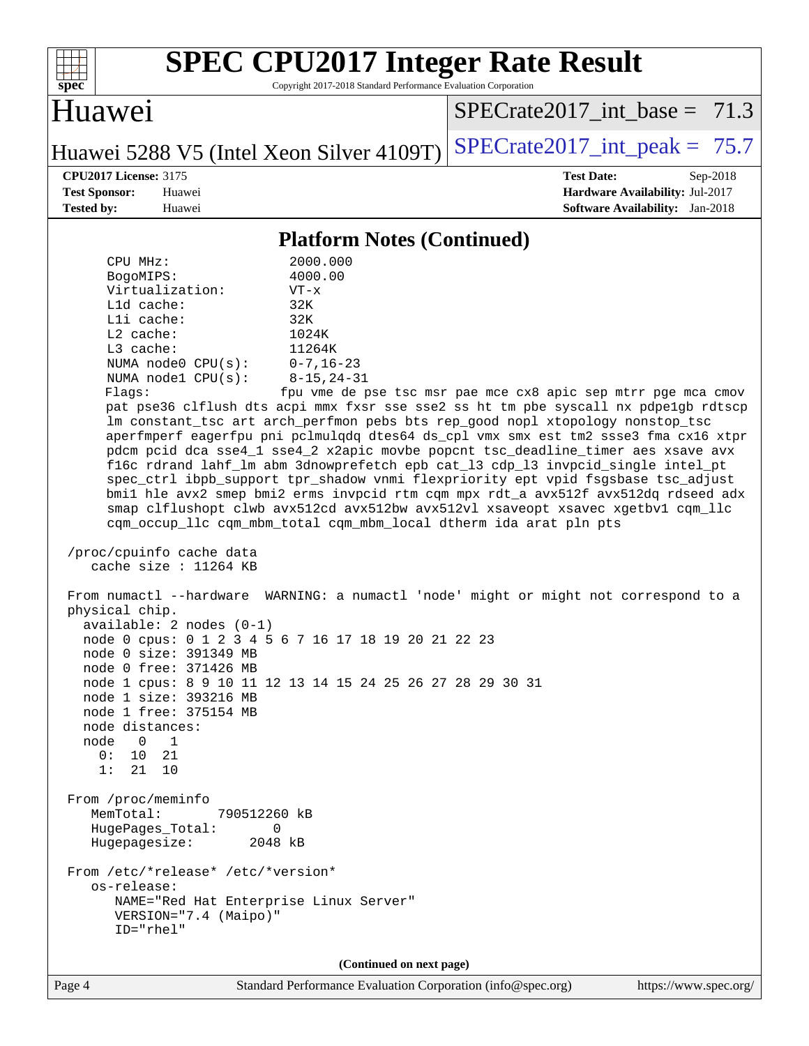## Platform Notes (Continued)

```
     CPU MHz:                 2000.000
     BogoMIPS:                4000.00
     Virtualization:          VT-x
     L1d cache:               32K
     L1i cache:               32K
     L2 cache:                1024K
     L3 cache:                11264K
     NUMA node0 CPU(s):       0-7,16-23
     NUMA node1 CPU(s):       8-15,24-31
     Flags:                  fpu vme de pse tsc msr pae mce cx8 apic sep mtrr pge mca cmov
     pat pse36 clflush dts acpi mmx fxsr sse sse2 ss ht tm pbe syscall nx pdpe1gb rdtscp
     lm constant_tsc art arch_perfmon pebs bts rep_good nopl xtopology nonstop_tsc
     aperfmperf eagerfpu pni pclmulqdq dtes64 ds_cpl vmx smx est tm2 ssse3 fma cx16 xtpr
     pdcm pcid dca sse4_1 sse4_2 x2apic movbe popcnt tsc_deadline_timer aes xsave avx
     f16c rdrand lahf_lm abm 3dnowprefetch epb cat_l3 cdp_l3 invpcid_single intel_pt
     spec_ctrl ibpb_support tpr_shadow vnmi flexpriority ept vpid fsgsbase tsc_adjust
     bmi1 hle avx2 smep bmi2 erms invpcid rtm cqm mpx rdt_a avx512f avx512dq rdseed adx
     smap clflushopt clwb avx512cd avx512bw avx512vl xsaveopt xsavec xgetbv1 cqm_llc
     cqm_occup_llc cqm_mbm_total cqm_mbm_local dtherm ida arat pln pts

 /proc/cpuinfo cache data
    cache size : 11264 KB

 From numactl --hardware  WARNING: a numactl 'node' might or might not correspond to a
 physical chip.
   available: 2 nodes (0-1)
   node 0 cpus: 0 1 2 3 4 5 6 7 16 17 18 19 20 21 22 23
   node 0 size: 391349 MB
   node 0 free: 371426 MB
   node 1 cpus: 8 9 10 11 12 13 14 15 24 25 26 27 28 29 30 31
   node 1 size: 393216 MB
   node 1 free: 375154 MB
   node distances:
   node   0   1
     0:  10  21
     1:  21  10

 From /proc/meminfo
    MemTotal:       790512260 kB
    HugePages_Total:       0
    Hugepagesize:       2048 kB

 From /etc/*release* /etc/*version*
    os-release:
       NAME="Red Hat Enterprise Linux Server"
       VERSION="7.4 (Maipo)"
       ID="rhel"
```

(Continued on next page)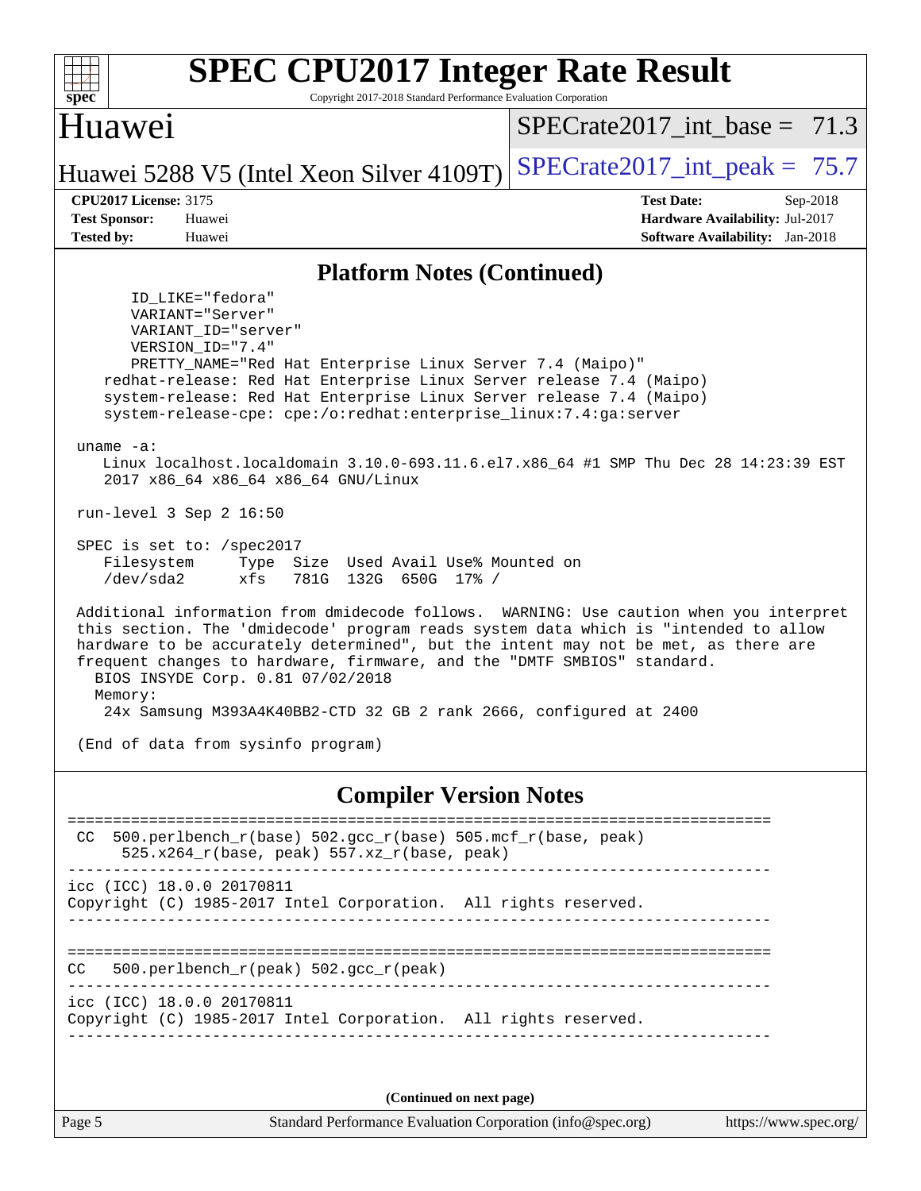# SPEC CPU2017 Integer Rate Result

Copyright 2017-2018 Standard Performance Evaluation Corporation

## Huawei

Huawei 5288 V5 (Intel Xeon Silver 4109T)

SPECrate2017_int_base = 71.3

SPECrate2017_int_peak = 75.7

**CPU2017 License:** 3175
**Test Sponsor:** Huawei
**Tested by:** Huawei

**Test Date:** Sep-2018
**Hardware Availability:** Jul-2017
**Software Availability:** Jan-2018

## Platform Notes (Continued)

```
        ID_LIKE="fedora"
        VARIANT="Server"
        VARIANT_ID="server"
        VERSION_ID="7.4"
        PRETTY_NAME="Red Hat Enterprise Linux Server 7.4 (Maipo)"
     redhat-release: Red Hat Enterprise Linux Server release 7.4 (Maipo)
     system-release: Red Hat Enterprise Linux Server release 7.4 (Maipo)
     system-release-cpe: cpe:/o:redhat:enterprise_linux:7.4:ga:server

  uname -a:
     Linux localhost.localdomain 3.10.0-693.11.6.el7.x86_64 #1 SMP Thu Dec 28 14:23:39 EST
     2017 x86_64 x86_64 x86_64 GNU/Linux

  run-level 3 Sep 2 16:50

  SPEC is set to: /spec2017
     Filesystem     Type  Size  Used Avail Use% Mounted on
     /dev/sda2      xfs   781G  132G  650G  17% /

  Additional information from dmidecode follows.  WARNING: Use caution when you interpret
  this section. The 'dmidecode' program reads system data which is "intended to allow
  hardware to be accurately determined", but the intent may not be met, as there are
  frequent changes to hardware, firmware, and the "DMTF SMBIOS" standard.
    BIOS INSYDE Corp. 0.81 07/02/2018
    Memory:
     24x Samsung M393A4K40BB2-CTD 32 GB 2 rank 2666, configured at 2400

  (End of data from sysinfo program)
```

## Compiler Version Notes

```
==============================================================================
 CC  500.perlbench_r(base) 502.gcc_r(base) 505.mcf_r(base, peak)
      525.x264_r(base, peak) 557.xz_r(base, peak)
------------------------------------------------------------------------------
icc (ICC) 18.0.0 20170811
Copyright (C) 1985-2017 Intel Corporation.  All rights reserved.
------------------------------------------------------------------------------

==============================================================================
 CC   500.perlbench_r(peak) 502.gcc_r(peak)
------------------------------------------------------------------------------
icc (ICC) 18.0.0 20170811
Copyright (C) 1985-2017 Intel Corporation.  All rights reserved.
------------------------------------------------------------------------------
```

**(Continued on next page)**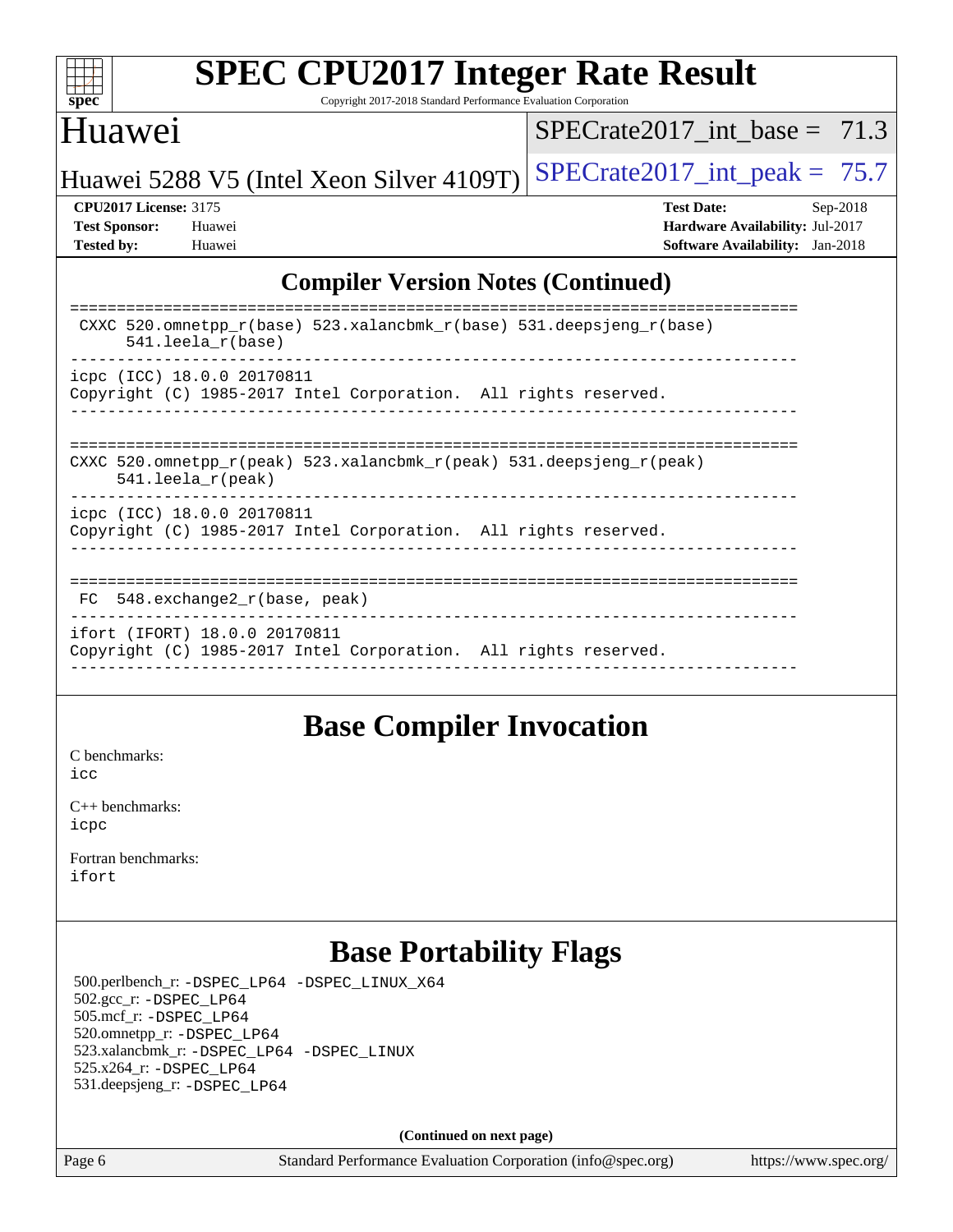## Compiler Version Notes (Continued)

```
==============================================================================
 CXXC 520.omnetpp_r(base) 523.xalancbmk_r(base) 531.deepsjeng_r(base)
      541.leela_r(base)
------------------------------------------------------------------------------
icpc (ICC) 18.0.0 20170811
Copyright (C) 1985-2017 Intel Corporation.  All rights reserved.
------------------------------------------------------------------------------

==============================================================================
CXXC 520.omnetpp_r(peak) 523.xalancbmk_r(peak) 531.deepsjeng_r(peak)
     541.leela_r(peak)
------------------------------------------------------------------------------
icpc (ICC) 18.0.0 20170811
Copyright (C) 1985-2017 Intel Corporation.  All rights reserved.
------------------------------------------------------------------------------

==============================================================================
 FC  548.exchange2_r(base, peak)
------------------------------------------------------------------------------
ifort (IFORT) 18.0.0 20170811
Copyright (C) 1985-2017 Intel Corporation.  All rights reserved.
------------------------------------------------------------------------------
```

## Base Compiler Invocation

C benchmarks:
icc

C++ benchmarks:
icpc

Fortran benchmarks:
ifort

## Base Portability Flags

500.perlbench_r: -DSPEC_LP64 -DSPEC_LINUX_X64
502.gcc_r: -DSPEC_LP64
505.mcf_r: -DSPEC_LP64
520.omnetpp_r: -DSPEC_LP64
523.xalancbmk_r: -DSPEC_LP64 -DSPEC_LINUX
525.x264_r: -DSPEC_LP64
531.deepsjeng_r: -DSPEC_LP64

**(Continued on next page)**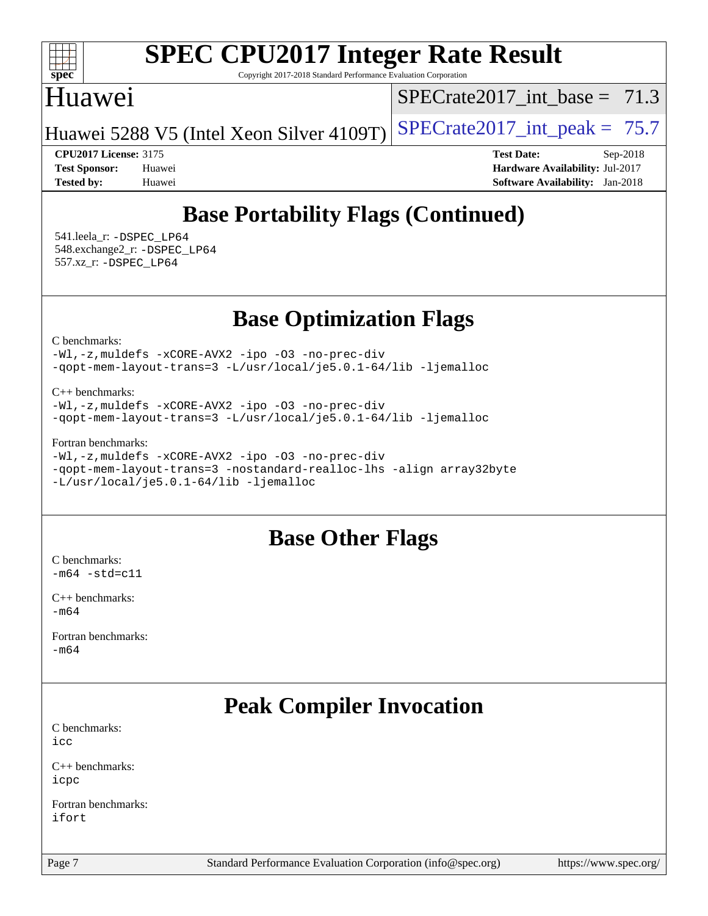## Base Portability Flags (Continued)

541.leela_r: -DSPEC_LP64
548.exchange2_r: -DSPEC_LP64
557.xz_r: -DSPEC_LP64

## Base Optimization Flags

C benchmarks:
```
-Wl,-z,muldefs -xCORE-AVX2 -ipo -O3 -no-prec-div
-qopt-mem-layout-trans=3 -L/usr/local/je5.0.1-64/lib -ljemalloc
```

C++ benchmarks:
```
-Wl,-z,muldefs -xCORE-AVX2 -ipo -O3 -no-prec-div
-qopt-mem-layout-trans=3 -L/usr/local/je5.0.1-64/lib -ljemalloc
```

Fortran benchmarks:
```
-Wl,-z,muldefs -xCORE-AVX2 -ipo -O3 -no-prec-div
-qopt-mem-layout-trans=3 -nostandard-realloc-lhs -align array32byte
-L/usr/local/je5.0.1-64/lib -ljemalloc
```

## Base Other Flags

C benchmarks:
```
-m64 -std=c11
```

C++ benchmarks:
```
-m64
```

Fortran benchmarks:
```
-m64
```

## Peak Compiler Invocation

C benchmarks:
```
icc
```

C++ benchmarks:
```
icpc
```

Fortran benchmarks:
```
ifort
```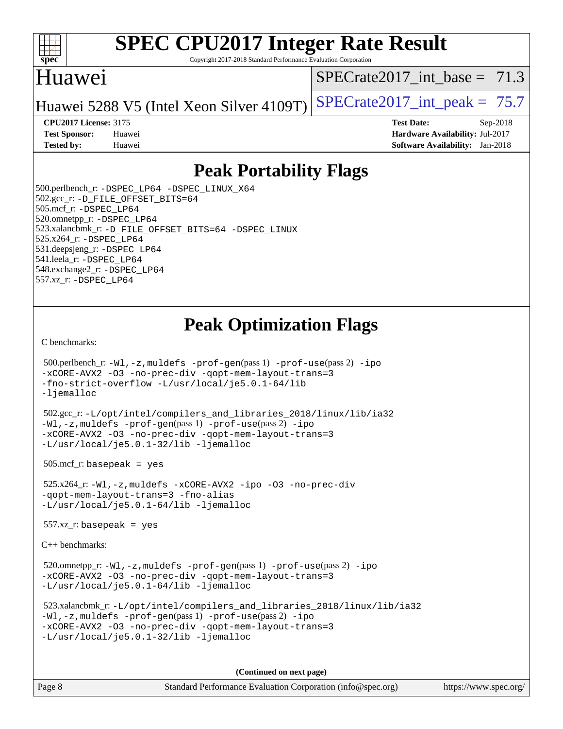# Peak Portability Flags

500.perlbench_r: -DSPEC_LP64 -DSPEC_LINUX_X64
502.gcc_r: -D_FILE_OFFSET_BITS=64
505.mcf_r: -DSPEC_LP64
520.omnetpp_r: -DSPEC_LP64
523.xalancbmk_r: -D_FILE_OFFSET_BITS=64 -DSPEC_LINUX
525.x264_r: -DSPEC_LP64
531.deepsjeng_r: -DSPEC_LP64
541.leela_r: -DSPEC_LP64
548.exchange2_r: -DSPEC_LP64
557.xz_r: -DSPEC_LP64

# Peak Optimization Flags

C benchmarks:

500.perlbench_r: -Wl,-z,muldefs -prof-gen(pass 1) -prof-use(pass 2) -ipo -xCORE-AVX2 -O3 -no-prec-div -qopt-mem-layout-trans=3 -fno-strict-overflow -L/usr/local/je5.0.1-64/lib -ljemalloc

502.gcc_r: -L/opt/intel/compilers_and_libraries_2018/linux/lib/ia32 -Wl,-z,muldefs -prof-gen(pass 1) -prof-use(pass 2) -ipo -xCORE-AVX2 -O3 -no-prec-div -qopt-mem-layout-trans=3 -L/usr/local/je5.0.1-32/lib -ljemalloc

505.mcf_r: basepeak = yes

525.x264_r: -Wl,-z,muldefs -xCORE-AVX2 -ipo -O3 -no-prec-div -qopt-mem-layout-trans=3 -fno-alias -L/usr/local/je5.0.1-64/lib -ljemalloc

557.xz_r: basepeak = yes

C++ benchmarks:

520.omnetpp_r: -Wl,-z,muldefs -prof-gen(pass 1) -prof-use(pass 2) -ipo -xCORE-AVX2 -O3 -no-prec-div -qopt-mem-layout-trans=3 -L/usr/local/je5.0.1-64/lib -ljemalloc

523.xalancbmk_r: -L/opt/intel/compilers_and_libraries_2018/linux/lib/ia32 -Wl,-z,muldefs -prof-gen(pass 1) -prof-use(pass 2) -ipo -xCORE-AVX2 -O3 -no-prec-div -qopt-mem-layout-trans=3 -L/usr/local/je5.0.1-32/lib -ljemalloc

**(Continued on next page)**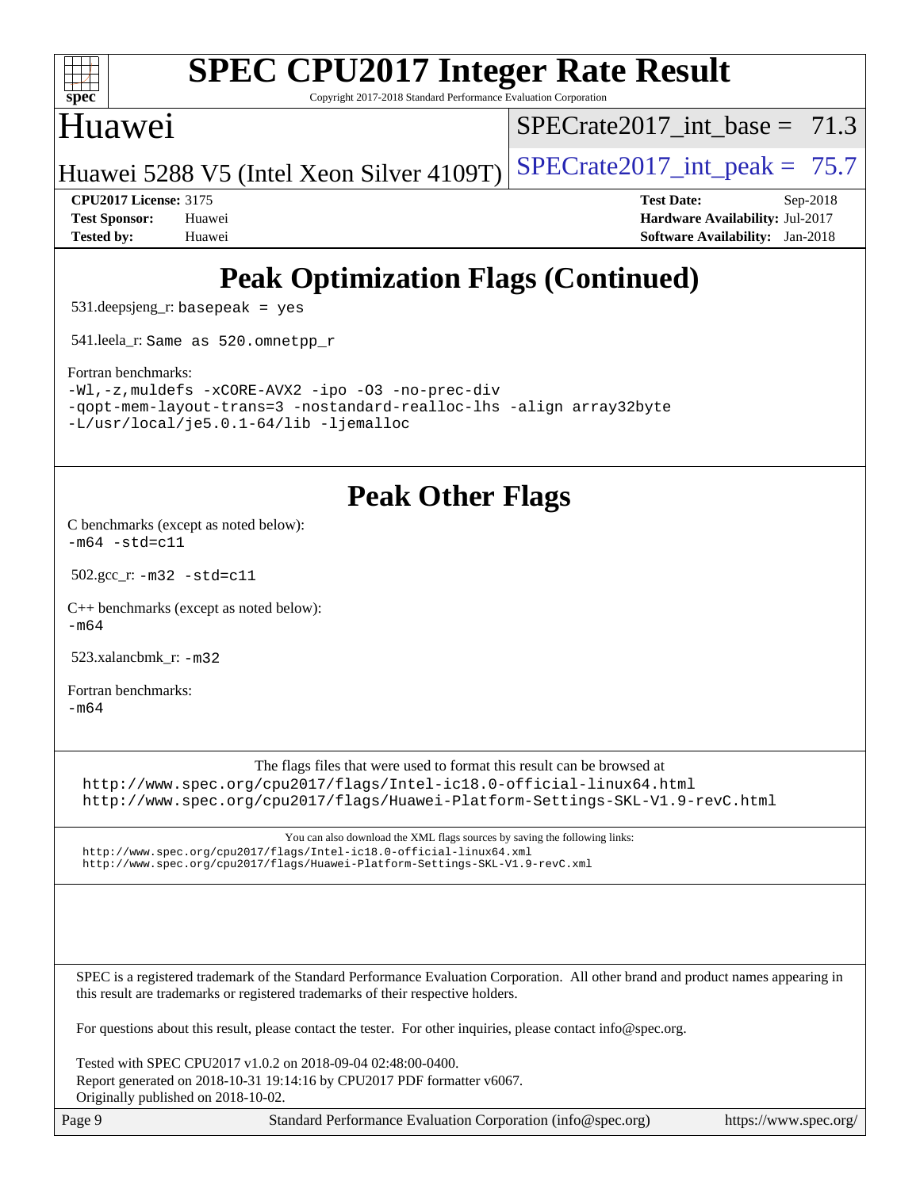# Peak Optimization Flags (Continued)

531.deepsjeng_r: `basepeak = yes`

541.leela_r: `Same as 520.omnetpp_r`

Fortran benchmarks:
```
-Wl,-z,muldefs -xCORE-AVX2 -ipo -O3 -no-prec-div
-qopt-mem-layout-trans=3 -nostandard-realloc-lhs -align array32byte
-L/usr/local/je5.0.1-64/lib -ljemalloc
```

# Peak Other Flags

C benchmarks (except as noted below):
`-m64 -std=c11`

502.gcc_r: `-m32 -std=c11`

C++ benchmarks (except as noted below):
`-m64`

523.xalancbmk_r: `-m32`

Fortran benchmarks:
`-m64`

The flags files that were used to format this result can be browsed at
http://www.spec.org/cpu2017/flags/Intel-ic18.0-official-linux64.html
http://www.spec.org/cpu2017/flags/Huawei-Platform-Settings-SKL-V1.9-revC.html

You can also download the XML flags sources by saving the following links:
http://www.spec.org/cpu2017/flags/Intel-ic18.0-official-linux64.xml
http://www.spec.org/cpu2017/flags/Huawei-Platform-Settings-SKL-V1.9-revC.xml

SPEC is a registered trademark of the Standard Performance Evaluation Corporation. All other brand and product names appearing in this result are trademarks or registered trademarks of their respective holders.

For questions about this result, please contact the tester. For other inquiries, please contact info@spec.org.

Tested with SPEC CPU2017 v1.0.2 on 2018-09-04 02:48:00-0400.
Report generated on 2018-10-31 19:14:16 by CPU2017 PDF formatter v6067.
Originally published on 2018-10-02.